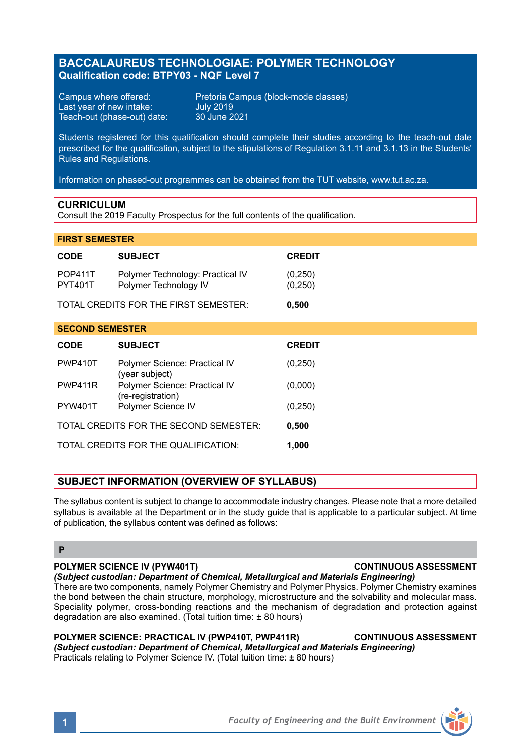# BACCALAUREUS TECHNOLOGIAE: POLYMER TECHNOLOGY
**Qualification code: BTPY03 - NQF Level 7**

Campus where offered: Pretoria Campus (block-mode classes)
Last year of new intake: July 2019
Teach-out (phase-out) date: 30 June 2021

Students registered for this qualification should complete their studies according to the teach-out date prescribed for the qualification, subject to the stipulations of Regulation 3.1.11 and 3.1.13 in the Students' Rules and Regulations.

Information on phased-out programmes can be obtained from the TUT website, www.tut.ac.za.

## CURRICULUM
Consult the 2019 Faculty Prospectus for the full contents of the qualification.

### FIRST SEMESTER

| CODE | SUBJECT | CREDIT |
|---|---|---|
| POP411T | Polymer Technology: Practical IV | (0,250) |
| PYT401T | Polymer Technology IV | (0,250) |
| TOTAL CREDITS FOR THE FIRST SEMESTER: | | **0,500** |

### SECOND SEMESTER

| CODE | SUBJECT | CREDIT |
|---|---|---|
| PWP410T | Polymer Science: Practical IV (year subject) | (0,250) |
| PWP411R | Polymer Science: Practical IV (re-registration) | (0,000) |
| PYW401T | Polymer Science IV | (0,250) |
| TOTAL CREDITS FOR THE SECOND SEMESTER: | | **0,500** |
| TOTAL CREDITS FOR THE QUALIFICATION: | | **1,000** |

## SUBJECT INFORMATION (OVERVIEW OF SYLLABUS)

The syllabus content is subject to change to accommodate industry changes. Please note that a more detailed syllabus is available at the Department or in the study guide that is applicable to a particular subject. At time of publication, the syllabus content was defined as follows:

### P

**POLYMER SCIENCE IV (PYW401T) — CONTINUOUS ASSESSMENT**
***(Subject custodian: Department of Chemical, Metallurgical and Materials Engineering)***
There are two components, namely Polymer Chemistry and Polymer Physics. Polymer Chemistry examines the bond between the chain structure, morphology, microstructure and the solvability and molecular mass. Speciality polymer, cross-bonding reactions and the mechanism of degradation and protection against degradation are also examined. (Total tuition time: ± 80 hours)

**POLYMER SCIENCE: PRACTICAL IV (PWP410T, PWP411R) — CONTINUOUS ASSESSMENT**
***(Subject custodian: Department of Chemical, Metallurgical and Materials Engineering)***
Practicals relating to Polymer Science IV. (Total tuition time: ± 80 hours)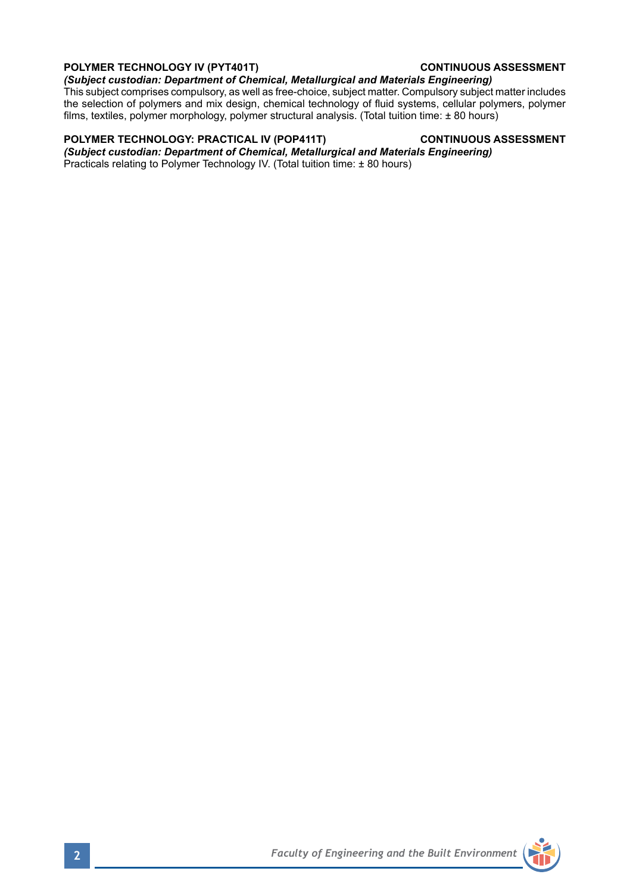**POLYMER TECHNOLOGY IV (PYT401T) CONTINUOUS ASSESSMENT**

***(Subject custodian: Department of Chemical, Metallurgical and Materials Engineering)***

This subject comprises compulsory, as well as free-choice, subject matter. Compulsory subject matter includes the selection of polymers and mix design, chemical technology of fluid systems, cellular polymers, polymer films, textiles, polymer morphology, polymer structural analysis. (Total tuition time: ± 80 hours)

**POLYMER TECHNOLOGY: PRACTICAL IV (POP411T) CONTINUOUS ASSESSMENT**

***(Subject custodian: Department of Chemical, Metallurgical and Materials Engineering)***

Practicals relating to Polymer Technology IV. (Total tuition time: ± 80 hours)